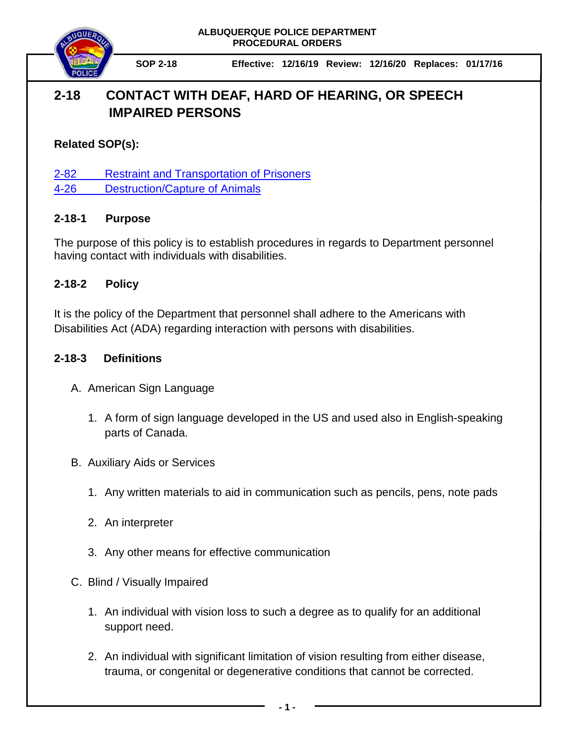ALBUQUERQUE POLICE DEPARTMENT
PROCEDURAL ORDERS

**SOP 2-18** **Effective: 12/16/19 Review: 12/16/20 Replaces: 01/17/16**

# 2-18 CONTACT WITH DEAF, HARD OF HEARING, OR SPEECH IMPAIRED PERSONS

**Related SOP(s):**

2-82 Restraint and Transportation of Prisoners
4-26 Destruction/Capture of Animals

## 2-18-1 Purpose

The purpose of this policy is to establish procedures in regards to Department personnel having contact with individuals with disabilities.

## 2-18-2 Policy

It is the policy of the Department that personnel shall adhere to the Americans with Disabilities Act (ADA) regarding interaction with persons with disabilities.

## 2-18-3 Definitions

A. American Sign Language

1. A form of sign language developed in the US and used also in English-speaking parts of Canada.

B. Auxiliary Aids or Services

1. Any written materials to aid in communication such as pencils, pens, note pads
2. An interpreter
3. Any other means for effective communication

C. Blind / Visually Impaired

1. An individual with vision loss to such a degree as to qualify for an additional support need.
2. An individual with significant limitation of vision resulting from either disease, trauma, or congenital or degenerative conditions that cannot be corrected.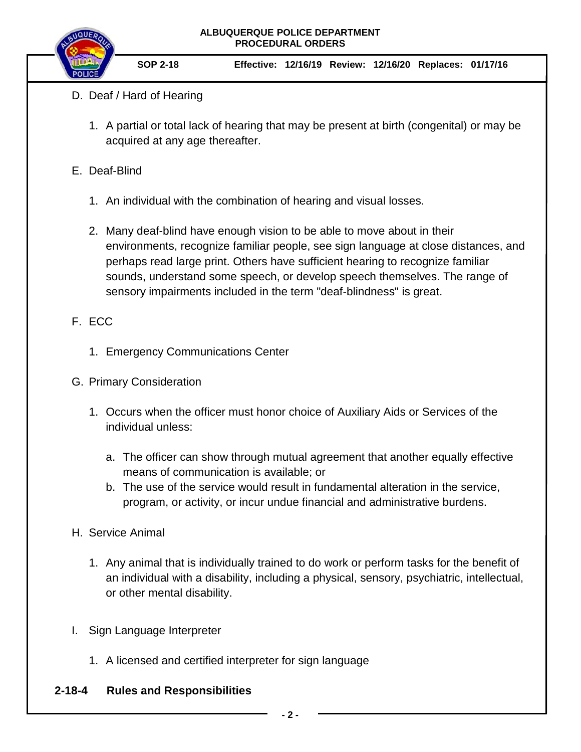D. Deaf / Hard of Hearing

   1. A partial or total lack of hearing that may be present at birth (congenital) or may be acquired at any age thereafter.

E. Deaf-Blind

   1. An individual with the combination of hearing and visual losses.

   2. Many deaf-blind have enough vision to be able to move about in their environments, recognize familiar people, see sign language at close distances, and perhaps read large print. Others have sufficient hearing to recognize familiar sounds, understand some speech, or develop speech themselves. The range of sensory impairments included in the term "deaf-blindness" is great.

F. ECC

   1. Emergency Communications Center

G. Primary Consideration

   1. Occurs when the officer must honor choice of Auxiliary Aids or Services of the individual unless:

      a. The officer can show through mutual agreement that another equally effective means of communication is available; or
      b. The use of the service would result in fundamental alteration in the service, program, or activity, or incur undue financial and administrative burdens.

H. Service Animal

   1. Any animal that is individually trained to do work or perform tasks for the benefit of an individual with a disability, including a physical, sensory, psychiatric, intellectual, or other mental disability.

I. Sign Language Interpreter

   1. A licensed and certified interpreter for sign language

## 2-18-4 Rules and Responsibilities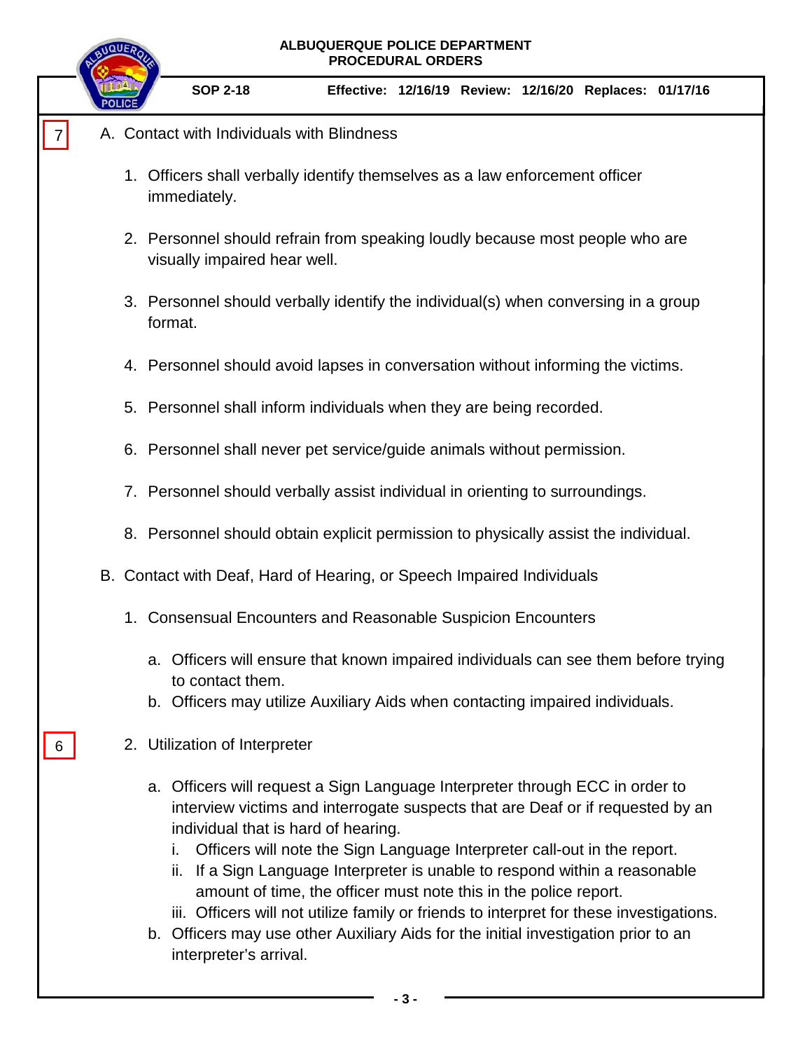7

A. Contact with Individuals with Blindness

1. Officers shall verbally identify themselves as a law enforcement officer immediately.

2. Personnel should refrain from speaking loudly because most people who are visually impaired hear well.

3. Personnel should verbally identify the individual(s) when conversing in a group format.

4. Personnel should avoid lapses in conversation without informing the victims.

5. Personnel shall inform individuals when they are being recorded.

6. Personnel shall never pet service/guide animals without permission.

7. Personnel should verbally assist individual in orienting to surroundings.

8. Personnel should obtain explicit permission to physically assist the individual.

B. Contact with Deaf, Hard of Hearing, or Speech Impaired Individuals

1. Consensual Encounters and Reasonable Suspicion Encounters

   a. Officers will ensure that known impaired individuals can see them before trying to contact them.
   b. Officers may utilize Auxiliary Aids when contacting impaired individuals.

6

2. Utilization of Interpreter

   a. Officers will request a Sign Language Interpreter through ECC in order to interview victims and interrogate suspects that are Deaf or if requested by an individual that is hard of hearing.
      i. Officers will note the Sign Language Interpreter call-out in the report.
      ii. If a Sign Language Interpreter is unable to respond within a reasonable amount of time, the officer must note this in the police report.
      iii. Officers will not utilize family or friends to interpret for these investigations.
   b. Officers may use other Auxiliary Aids for the initial investigation prior to an interpreter's arrival.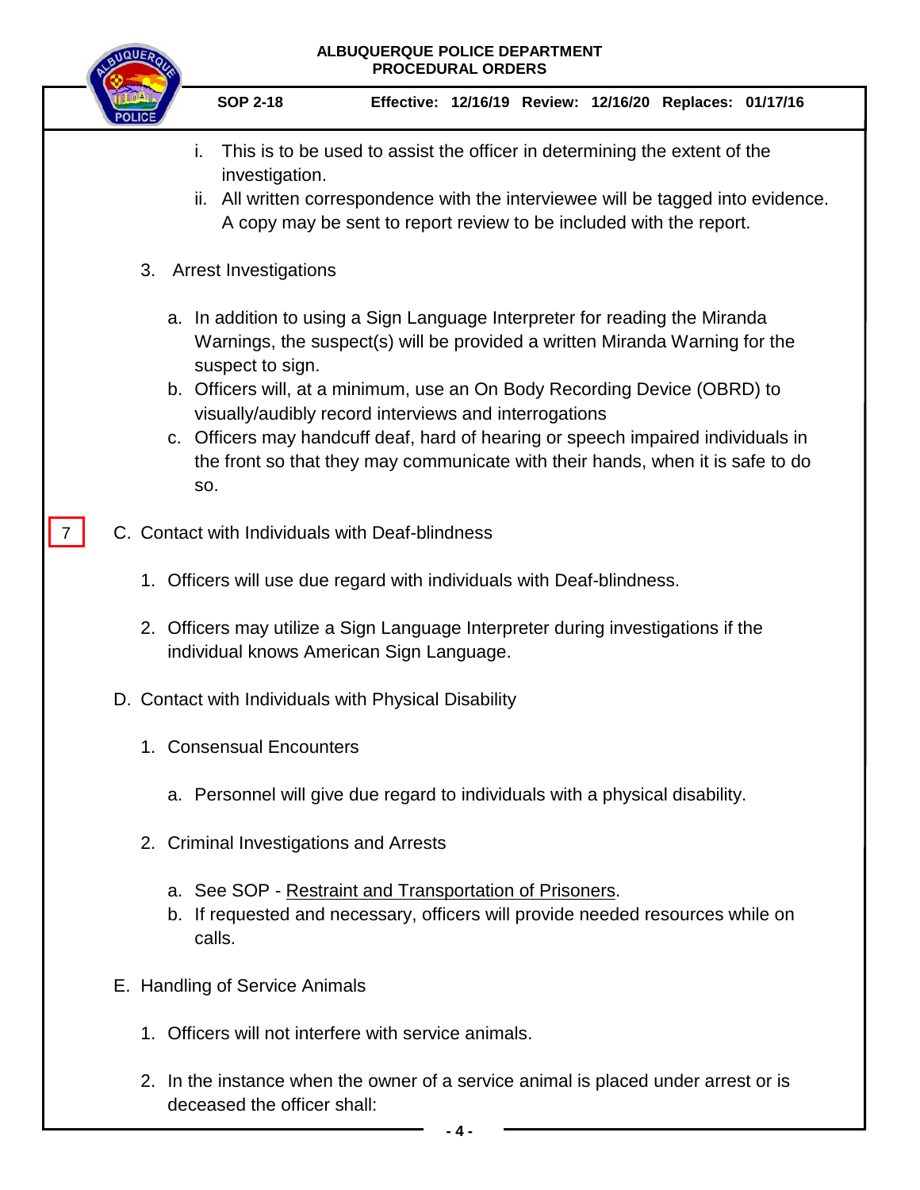i. This is to be used to assist the officer in determining the extent of the investigation.

ii. All written correspondence with the interviewee will be tagged into evidence. A copy may be sent to report review to be included with the report.

3. Arrest Investigations

   a. In addition to using a Sign Language Interpreter for reading the Miranda Warnings, the suspect(s) will be provided a written Miranda Warning for the suspect to sign.
   b. Officers will, at a minimum, use an On Body Recording Device (OBRD) to visually/audibly record interviews and interrogations
   c. Officers may handcuff deaf, hard of hearing or speech impaired individuals in the front so that they may communicate with their hands, when it is safe to do so.

7 C. Contact with Individuals with Deaf-blindness

1. Officers will use due regard with individuals with Deaf-blindness.

2. Officers may utilize a Sign Language Interpreter during investigations if the individual knows American Sign Language.

D. Contact with Individuals with Physical Disability

1. Consensual Encounters

   a. Personnel will give due regard to individuals with a physical disability.

2. Criminal Investigations and Arrests

   a. See SOP - Restraint and Transportation of Prisoners.
   b. If requested and necessary, officers will provide needed resources while on calls.

E. Handling of Service Animals

1. Officers will not interfere with service animals.

2. In the instance when the owner of a service animal is placed under arrest or is deceased the officer shall: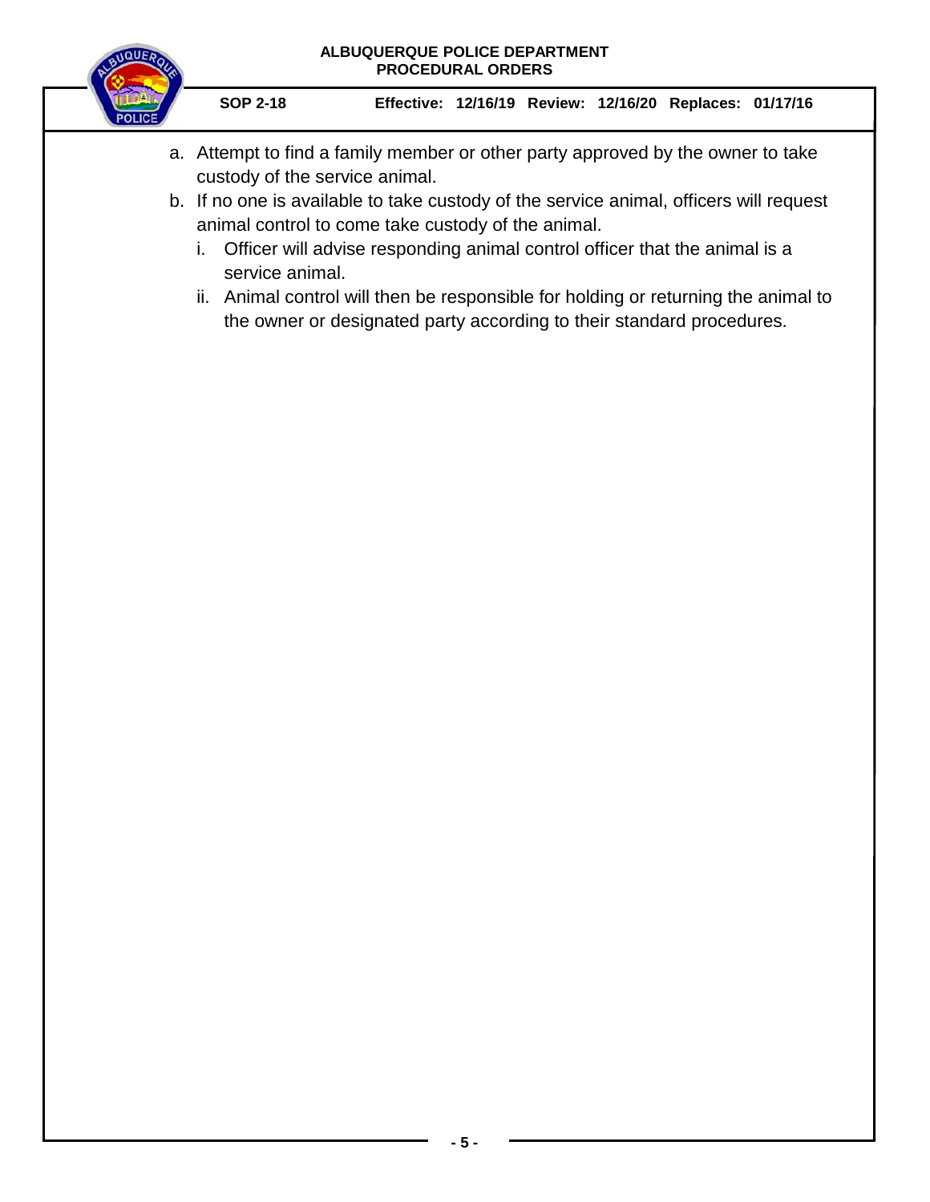a. Attempt to find a family member or other party approved by the owner to take custody of the service animal.
b. If no one is available to take custody of the service animal, officers will request animal control to come take custody of the animal.
   i. Officer will advise responding animal control officer that the animal is a service animal.
   ii. Animal control will then be responsible for holding or returning the animal to the owner or designated party according to their standard procedures.